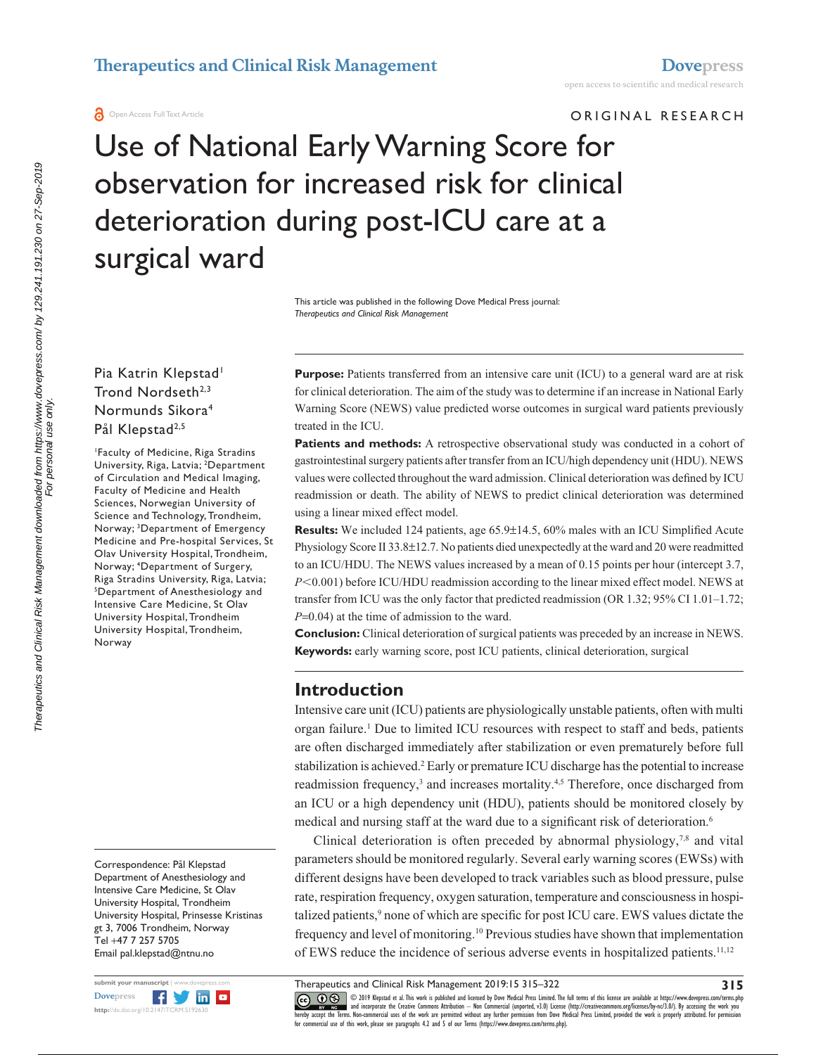ORIGINAL RESEARCH

# Use of National Early Warning Score for observation for increased risk for clinical deterioration during post-ICU care at a surgical ward

This article was published in the following Dove Medical Press journal: *Therapeutics and Clinical Risk Management*

Pia Katrin Klepstad[1]
Trond Nordseth[2,3]
Normunds Sikora[4]
Pål Klepstad[2,5]

[1]Faculty of Medicine, Riga Stradins University, Riga, Latvia; [2]Department of Circulation and Medical Imaging, Faculty of Medicine and Health Sciences, Norwegian University of Science and Technology, Trondheim, Norway; [3]Department of Emergency Medicine and Pre-hospital Services, St Olav University Hospital, Trondheim, Norway; [4]Department of Surgery, Riga Stradins University, Riga, Latvia; [5]Department of Anesthesiology and Intensive Care Medicine, St Olav University Hospital, Trondheim University Hospital, Trondheim, Norway

Correspondence: Pål Klepstad
Department of Anesthesiology and Intensive Care Medicine, St Olav University Hospital, Trondheim University Hospital, Prinsesse Kristinas gt 3, 7006 Trondheim, Norway
Tel +47 7 257 5705
Email pal.klepstad@ntnu.no

**Purpose:** Patients transferred from an intensive care unit (ICU) to a general ward are at risk for clinical deterioration. The aim of the study was to determine if an increase in National Early Warning Score (NEWS) value predicted worse outcomes in surgical ward patients previously treated in the ICU.

**Patients and methods:** A retrospective observational study was conducted in a cohort of gastrointestinal surgery patients after transfer from an ICU/high dependency unit (HDU). NEWS values were collected throughout the ward admission. Clinical deterioration was defined by ICU readmission or death. The ability of NEWS to predict clinical deterioration was determined using a linear mixed effect model.

**Results:** We included 124 patients, age 65.9±14.5, 60% males with an ICU Simplified Acute Physiology Score II 33.8±12.7. No patients died unexpectedly at the ward and 20 were readmitted to an ICU/HDU. The NEWS values increased by a mean of 0.15 points per hour (intercept 3.7, $P<0.001$) before ICU/HDU readmission according to the linear mixed effect model. NEWS at transfer from ICU was the only factor that predicted readmission (OR 1.32; 95% CI 1.01–1.72; $P=0.04$) at the time of admission to the ward.

**Conclusion:** Clinical deterioration of surgical patients was preceded by an increase in NEWS.

**Keywords:** early warning score, post ICU patients, clinical deterioration, surgical

## Introduction

Intensive care unit (ICU) patients are physiologically unstable patients, often with multi organ failure.[1] Due to limited ICU resources with respect to staff and beds, patients are often discharged immediately after stabilization or even prematurely before full stabilization is achieved.[2] Early or premature ICU discharge has the potential to increase readmission frequency,[3] and increases mortality.[4,5] Therefore, once discharged from an ICU or a high dependency unit (HDU), patients should be monitored closely by medical and nursing staff at the ward due to a significant risk of deterioration.[6]

Clinical deterioration is often preceded by abnormal physiology,[7,8] and vital parameters should be monitored regularly. Several early warning scores (EWSs) with different designs have been developed to track variables such as blood pressure, pulse rate, respiration frequency, oxygen saturation, temperature and consciousness in hospitalized patients,[9] none of which are specific for post ICU care. EWS values dictate the frequency and level of monitoring.[10] Previous studies have shown that implementation of EWS reduce the incidence of serious adverse events in hospitalized patients.[11,12]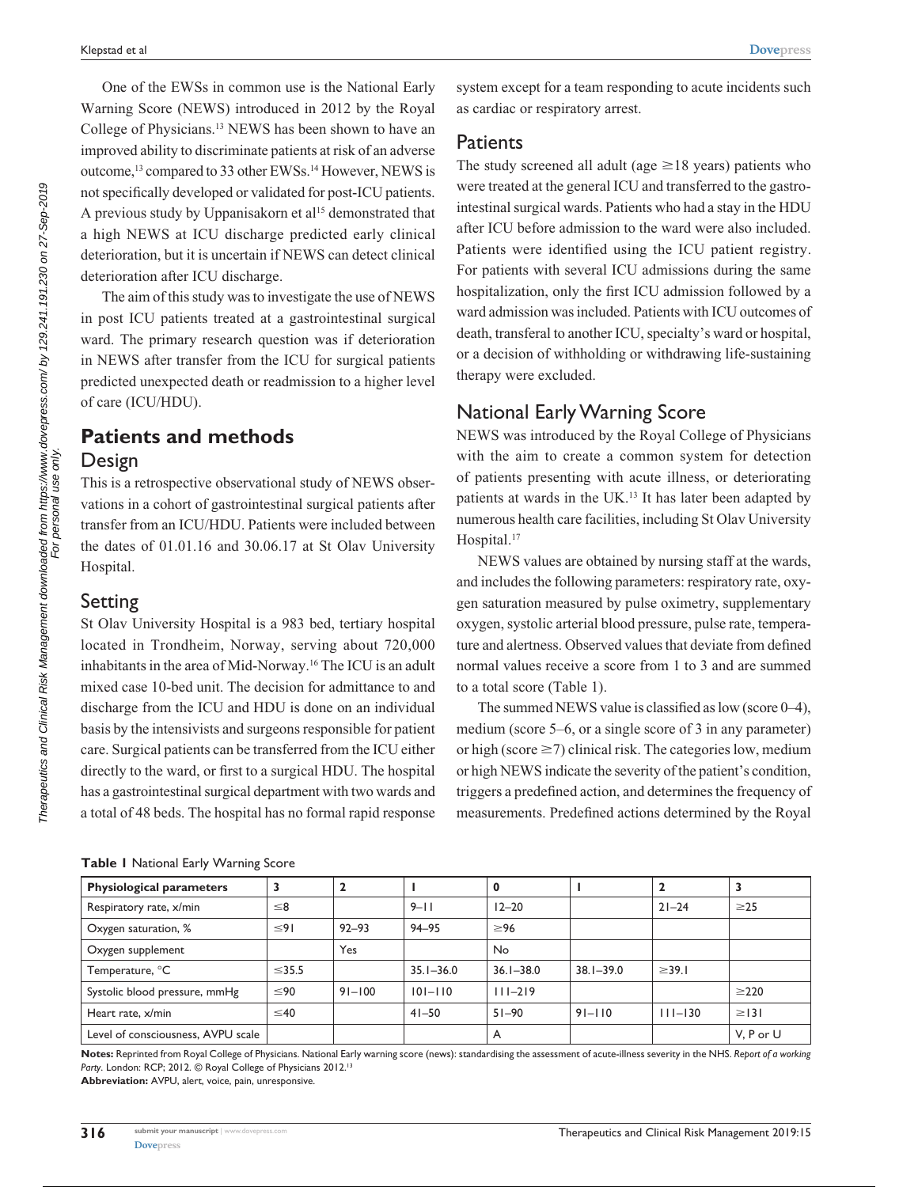One of the EWSs in common use is the National Early Warning Score (NEWS) introduced in 2012 by the Royal College of Physicians.[13] NEWS has been shown to have an improved ability to discriminate patients at risk of an adverse outcome,[13] compared to 33 other EWSs.[14] However, NEWS is not specifically developed or validated for post-ICU patients. A previous study by Uppanisakorn et al[15] demonstrated that a high NEWS at ICU discharge predicted early clinical deterioration, but it is uncertain if NEWS can detect clinical deterioration after ICU discharge.

The aim of this study was to investigate the use of NEWS in post ICU patients treated at a gastrointestinal surgical ward. The primary research question was if deterioration in NEWS after transfer from the ICU for surgical patients predicted unexpected death or readmission to a higher level of care (ICU/HDU).

## Patients and methods

### Design

This is a retrospective observational study of NEWS observations in a cohort of gastrointestinal surgical patients after transfer from an ICU/HDU. Patients were included between the dates of 01.01.16 and 30.06.17 at St Olav University Hospital.

### Setting

St Olav University Hospital is a 983 bed, tertiary hospital located in Trondheim, Norway, serving about 720,000 inhabitants in the area of Mid-Norway.[16] The ICU is an adult mixed case 10-bed unit. The decision for admittance to and discharge from the ICU and HDU is done on an individual basis by the intensivists and surgeons responsible for patient care. Surgical patients can be transferred from the ICU either directly to the ward, or first to a surgical HDU. The hospital has a gastrointestinal surgical department with two wards and a total of 48 beds. The hospital has no formal rapid response system except for a team responding to acute incidents such as cardiac or respiratory arrest.

### Patients

The study screened all adult (age ≥18 years) patients who were treated at the general ICU and transferred to the gastrointestinal surgical wards. Patients who had a stay in the HDU after ICU before admission to the ward were also included. Patients were identified using the ICU patient registry. For patients with several ICU admissions during the same hospitalization, only the first ICU admission followed by a ward admission was included. Patients with ICU outcomes of death, transferal to another ICU, specialty's ward or hospital, or a decision of withholding or withdrawing life-sustaining therapy were excluded.

### National Early Warning Score

NEWS was introduced by the Royal College of Physicians with the aim to create a common system for detection of patients presenting with acute illness, or deteriorating patients at wards in the UK.[13] It has later been adapted by numerous health care facilities, including St Olav University Hospital.[17]

NEWS values are obtained by nursing staff at the wards, and includes the following parameters: respiratory rate, oxygen saturation measured by pulse oximetry, supplementary oxygen, systolic arterial blood pressure, pulse rate, temperature and alertness. Observed values that deviate from defined normal values receive a score from 1 to 3 and are summed to a total score (Table 1).

The summed NEWS value is classified as low (score 0–4), medium (score 5–6, or a single score of 3 in any parameter) or high (score ≥7) clinical risk. The categories low, medium or high NEWS indicate the severity of the patient's condition, triggers a predefined action, and determines the frequency of measurements. Predefined actions determined by the Royal

**Table 1** National Early Warning Score

| Physiological parameters | 3 | 2 | 1 | 0 | 1 | 2 | 3 |
|---|---|---|---|---|---|---|---|
| Respiratory rate, x/min | ≤8 | | 9–11 | 12–20 | | 21–24 | ≥25 |
| Oxygen saturation, % | ≤91 | 92–93 | 94–95 | ≥96 | | | |
| Oxygen supplement | | Yes | | No | | | |
| Temperature, °C | ≤35.5 | | 35.1–36.0 | 36.1–38.0 | 38.1–39.0 | ≥39.1 | |
| Systolic blood pressure, mmHg | ≤90 | 91–100 | 101–110 | 111–219 | | | ≥220 |
| Heart rate, x/min | ≤40 | | 41–50 | 51–90 | 91–110 | 111–130 | ≥131 |
| Level of consciousness, AVPU scale | | | | A | | | V, P or U |

**Notes:** Reprinted from Royal College of Physicians. National Early warning score (news): standardising the assessment of acute-illness severity in the NHS. *Report of a working Party*. London: RCP; 2012. © Royal College of Physicians 2012.[13]

**Abbreviation:** AVPU, alert, voice, pain, unresponsive.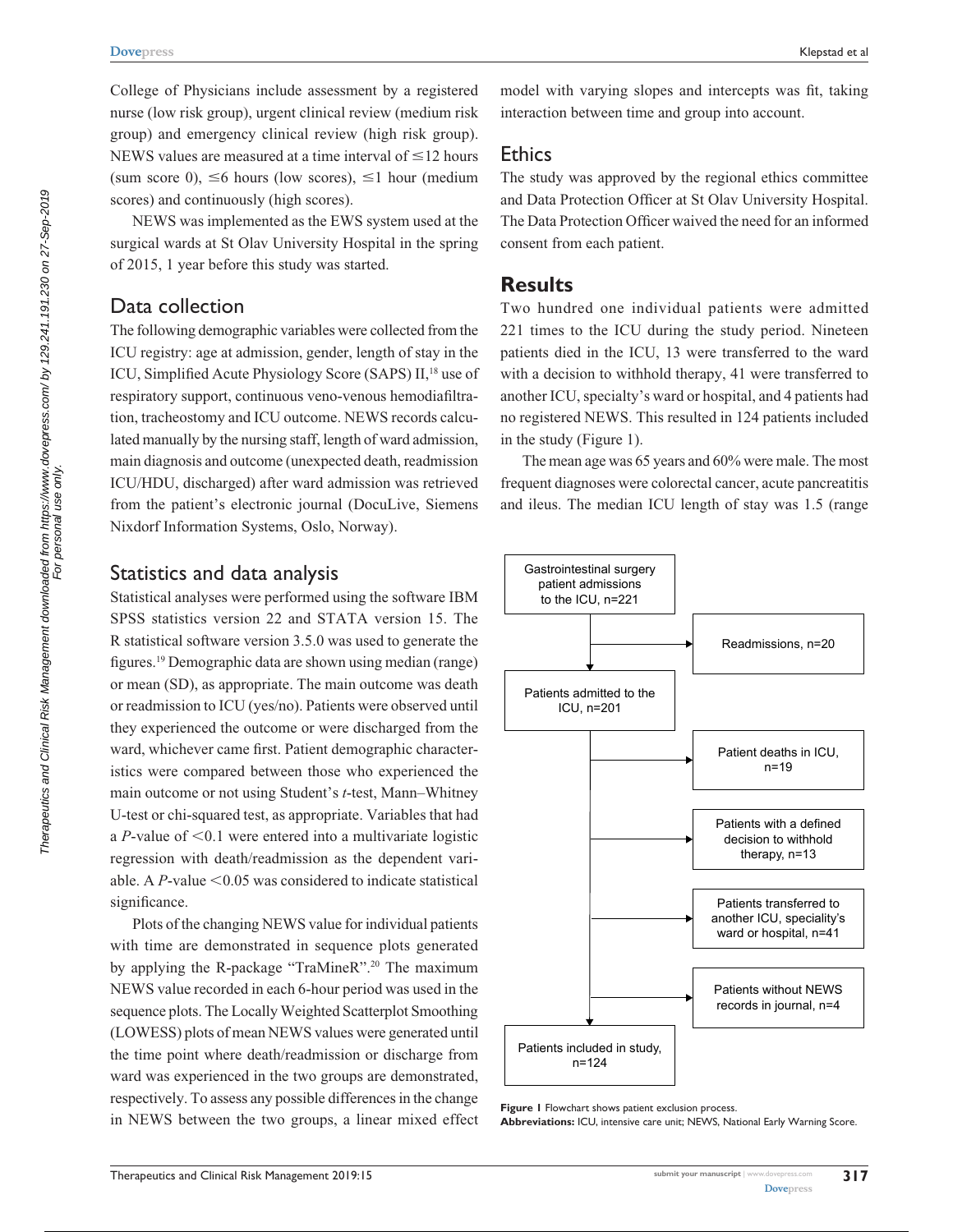College of Physicians include assessment by a registered nurse (low risk group), urgent clinical review (medium risk group) and emergency clinical review (high risk group). NEWS values are measured at a time interval of ≤12 hours (sum score 0), ≤6 hours (low scores), ≤1 hour (medium scores) and continuously (high scores).

NEWS was implemented as the EWS system used at the surgical wards at St Olav University Hospital in the spring of 2015, 1 year before this study was started.

## Data collection

The following demographic variables were collected from the ICU registry: age at admission, gender, length of stay in the ICU, Simplified Acute Physiology Score (SAPS) II,[18] use of respiratory support, continuous veno-venous hemodiafiltration, tracheostomy and ICU outcome. NEWS records calculated manually by the nursing staff, length of ward admission, main diagnosis and outcome (unexpected death, readmission ICU/HDU, discharged) after ward admission was retrieved from the patient's electronic journal (DocuLive, Siemens Nixdorf Information Systems, Oslo, Norway).

## Statistics and data analysis

Statistical analyses were performed using the software IBM SPSS statistics version 22 and STATA version 15. The R statistical software version 3.5.0 was used to generate the figures.[19] Demographic data are shown using median (range) or mean (SD), as appropriate. The main outcome was death or readmission to ICU (yes/no). Patients were observed until they experienced the outcome or were discharged from the ward, whichever came first. Patient demographic characteristics were compared between those who experienced the main outcome or not using Student's *t*-test, Mann–Whitney U-test or chi-squared test, as appropriate. Variables that had a $P$-value of $<0.1$ were entered into a multivariate logistic regression with death/readmission as the dependent variable. A $P$-value $<0.05$ was considered to indicate statistical significance.

Plots of the changing NEWS value for individual patients with time are demonstrated in sequence plots generated by applying the R-package "TraMineR".[20] The maximum NEWS value recorded in each 6-hour period was used in the sequence plots. The Locally Weighted Scatterplot Smoothing (LOWESS) plots of mean NEWS values were generated until the time point where death/readmission or discharge from ward was experienced in the two groups are demonstrated, respectively. To assess any possible differences in the change in NEWS between the two groups, a linear mixed effect model with varying slopes and intercepts was fit, taking interaction between time and group into account.

## Ethics

The study was approved by the regional ethics committee and Data Protection Officer at St Olav University Hospital. The Data Protection Officer waived the need for an informed consent from each patient.

# Results

Two hundred one individual patients were admitted 221 times to the ICU during the study period. Nineteen patients died in the ICU, 13 were transferred to the ward with a decision to withhold therapy, 41 were transferred to another ICU, specialty's ward or hospital, and 4 patients had no registered NEWS. This resulted in 124 patients included in the study (Figure 1).

The mean age was 65 years and 60% were male. The most frequent diagnoses were colorectal cancer, acute pancreatitis and ileus. The median ICU length of stay was 1.5 (range

Gastrointestinal surgery patient admissions to the ICU, n=221
→ Readmissions, n=20

Patients admitted to the ICU, n=201
→ Patient deaths in ICU, n=19
→ Patients with a defined decision to withhold therapy, n=13
→ Patients transferred to another ICU, speciality's ward or hospital, n=41
→ Patients without NEWS records in journal, n=4

Patients included in study, n=124

**Figure 1** Flowchart shows patient exclusion process.
**Abbreviations:** ICU, intensive care unit; NEWS, National Early Warning Score.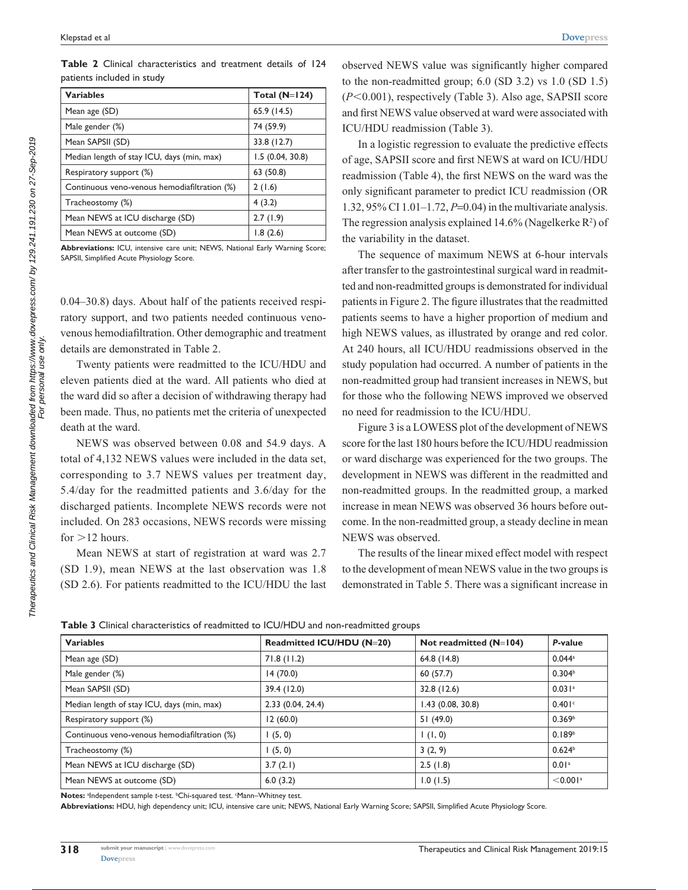**Table 2** Clinical characteristics and treatment details of 124 patients included in study

| Variables | Total (N=124) |
|---|---|
| Mean age (SD) | 65.9 (14.5) |
| Male gender (%) | 74 (59.9) |
| Mean SAPSII (SD) | 33.8 (12.7) |
| Median length of stay ICU, days (min, max) | 1.5 (0.04, 30.8) |
| Respiratory support (%) | 63 (50.8) |
| Continuous veno-venous hemodiafiltration (%) | 2 (1.6) |
| Tracheostomy (%) | 4 (3.2) |
| Mean NEWS at ICU discharge (SD) | 2.7 (1.9) |
| Mean NEWS at outcome (SD) | 1.8 (2.6) |

**Abbreviations:** ICU, intensive care unit; NEWS, National Early Warning Score; SAPSII, Simplified Acute Physiology Score.

0.04–30.8) days. About half of the patients received respiratory support, and two patients needed continuous veno-venous hemodiafiltration. Other demographic and treatment details are demonstrated in Table 2.

Twenty patients were readmitted to the ICU/HDU and eleven patients died at the ward. All patients who died at the ward did so after a decision of withdrawing therapy had been made. Thus, no patients met the criteria of unexpected death at the ward.

NEWS was observed between 0.08 and 54.9 days. A total of 4,132 NEWS values were included in the data set, corresponding to 3.7 NEWS values per treatment day, 5.4/day for the readmitted patients and 3.6/day for the discharged patients. Incomplete NEWS records were not included. On 283 occasions, NEWS records were missing for >12 hours.

Mean NEWS at start of registration at ward was 2.7 (SD 1.9), mean NEWS at the last observation was 1.8 (SD 2.6). For patients readmitted to the ICU/HDU the last observed NEWS value was significantly higher compared to the non-readmitted group; 6.0 (SD 3.2) vs 1.0 (SD 1.5) ($P<0.001$), respectively (Table 3). Also age, SAPSII score and first NEWS value observed at ward were associated with ICU/HDU readmission (Table 3).

In a logistic regression to evaluate the predictive effects of age, SAPSII score and first NEWS at ward on ICU/HDU readmission (Table 4), the first NEWS on the ward was the only significant parameter to predict ICU readmission (OR 1.32, 95% CI 1.01–1.72, $P=0.04$) in the multivariate analysis. The regression analysis explained 14.6% (Nagelkerke $R^2$) of the variability in the dataset.

The sequence of maximum NEWS at 6-hour intervals after transfer to the gastrointestinal surgical ward in readmitted and non-readmitted groups is demonstrated for individual patients in Figure 2. The figure illustrates that the readmitted patients seems to have a higher proportion of medium and high NEWS values, as illustrated by orange and red color. At 240 hours, all ICU/HDU readmissions observed in the study population had occurred. A number of patients in the non-readmitted group had transient increases in NEWS, but for those who the following NEWS improved we observed no need for readmission to the ICU/HDU.

Figure 3 is a LOWESS plot of the development of NEWS score for the last 180 hours before the ICU/HDU readmission or ward discharge was experienced for the two groups. The development in NEWS was different in the readmitted and non-readmitted groups. In the readmitted group, a marked increase in mean NEWS was observed 36 hours before outcome. In the non-readmitted group, a steady decline in mean NEWS was observed.

The results of the linear mixed effect model with respect to the development of mean NEWS value in the two groups is demonstrated in Table 5. There was a significant increase in

**Table 3** Clinical characteristics of readmitted to ICU/HDU and non-readmitted groups

| Variables | Readmitted ICU/HDU (N=20) | Not readmitted (N=104) | *P*-value |
|---|---|---|---|
| Mean age (SD) | 71.8 (11.2) | 64.8 (14.8) | 0.044[a] |
| Male gender (%) | 14 (70.0) | 60 (57.7) | 0.304[b] |
| Mean SAPSII (SD) | 39.4 (12.0) | 32.8 (12.6) | 0.031[a] |
| Median length of stay ICU, days (min, max) | 2.33 (0.04, 24.4) | 1.43 (0.08, 30.8) | 0.401[c] |
| Respiratory support (%) | 12 (60.0) | 51 (49.0) | 0.369[b] |
| Continuous veno-venous hemodiafiltration (%) | 1 (5, 0) | 1 (1, 0) | 0.189[b] |
| Tracheostomy (%) | 1 (5, 0) | 3 (2, 9) | 0.624[b] |
| Mean NEWS at ICU discharge (SD) | 3.7 (2.1) | 2.5 (1.8) | 0.01[a] |
| Mean NEWS at outcome (SD) | 6.0 (3.2) | 1.0 (1.5) | <0.001[a] |

**Notes:** [a]Independent sample *t*-test. [b]Chi-squared test. [c]Mann–Whitney test.

**Abbreviations:** HDU, high dependency unit; ICU, intensive care unit; NEWS, National Early Warning Score; SAPSII, Simplified Acute Physiology Score.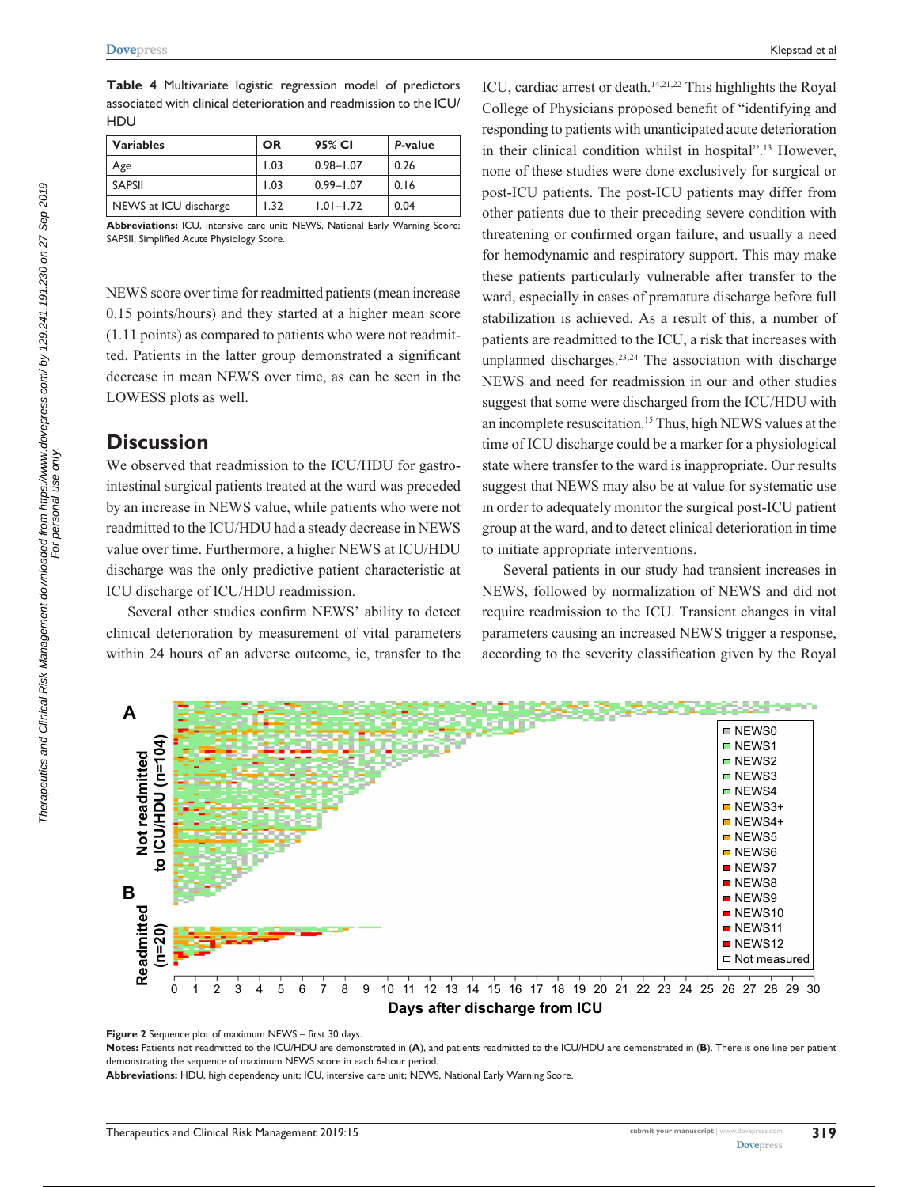**Table 4** Multivariate logistic regression model of predictors associated with clinical deterioration and readmission to the ICU/HDU

| Variables | OR | 95% CI | P-value |
|---|---|---|---|
| Age | 1.03 | 0.98–1.07 | 0.26 |
| SAPSII | 1.03 | 0.99–1.07 | 0.16 |
| NEWS at ICU discharge | 1.32 | 1.01–1.72 | 0.04 |

**Abbreviations:** ICU, intensive care unit; NEWS, National Early Warning Score; SAPSII, Simplified Acute Physiology Score.

NEWS score over time for readmitted patients (mean increase 0.15 points/hours) and they started at a higher mean score (1.11 points) as compared to patients who were not readmitted. Patients in the latter group demonstrated a significant decrease in mean NEWS over time, as can be seen in the LOWESS plots as well.

## Discussion

We observed that readmission to the ICU/HDU for gastrointestinal surgical patients treated at the ward was preceded by an increase in NEWS value, while patients who were not readmitted to the ICU/HDU had a steady decrease in NEWS value over time. Furthermore, a higher NEWS at ICU/HDU discharge was the only predictive patient characteristic at ICU discharge of ICU/HDU readmission.

Several other studies confirm NEWS' ability to detect clinical deterioration by measurement of vital parameters within 24 hours of an adverse outcome, ie, transfer to the ICU, cardiac arrest or death.[14,21,22] This highlights the Royal College of Physicians proposed benefit of "identifying and responding to patients with unanticipated acute deterioration in their clinical condition whilst in hospital".[13] However, none of these studies were done exclusively for surgical or post-ICU patients. The post-ICU patients may differ from other patients due to their preceding severe condition with threatening or confirmed organ failure, and usually a need for hemodynamic and respiratory support. This may make these patients particularly vulnerable after transfer to the ward, especially in cases of premature discharge before full stabilization is achieved. As a result of this, a number of patients are readmitted to the ICU, a risk that increases with unplanned discharges.[23,24] The association with discharge NEWS and need for readmission in our and other studies suggest that some were discharged from the ICU/HDU with an incomplete resuscitation.[15] Thus, high NEWS values at the time of ICU discharge could be a marker for a physiological state where transfer to the ward is inappropriate. Our results suggest that NEWS may also be at value for systematic use in order to adequately monitor the surgical post-ICU patient group at the ward, and to detect clinical deterioration in time to initiate appropriate interventions.

Several patients in our study had transient increases in NEWS, followed by normalization of NEWS and did not require readmission to the ICU. Transient changes in vital parameters causing an increased NEWS trigger a response, according to the severity classification given by the Royal

A
Not readmitted to ICU/HDU (n=104)
B
Readmitted (n=20)
NEWS0
NEWS1
NEWS2
NEWS3
NEWS4
NEWS3+
NEWS4+
NEWS5
NEWS6
NEWS7
NEWS8
NEWS9
NEWS10
NEWS11
NEWS12
Not measured
0 1 2 3 4 5 6 7 8 9 10 11 12 13 14 15 16 17 18 19 20 21 22 23 24 25 26 27 28 29 30
Days after discharge from ICU

**Figure 2** Sequence plot of maximum NEWS – first 30 days.
**Notes:** Patients not readmitted to the ICU/HDU are demonstrated in (**A**), and patients readmitted to the ICU/HDU are demonstrated in (**B**). There is one line per patient demonstrating the sequence of maximum NEWS score in each 6-hour period.
**Abbreviations:** HDU, high dependency unit; ICU, intensive care unit; NEWS, National Early Warning Score.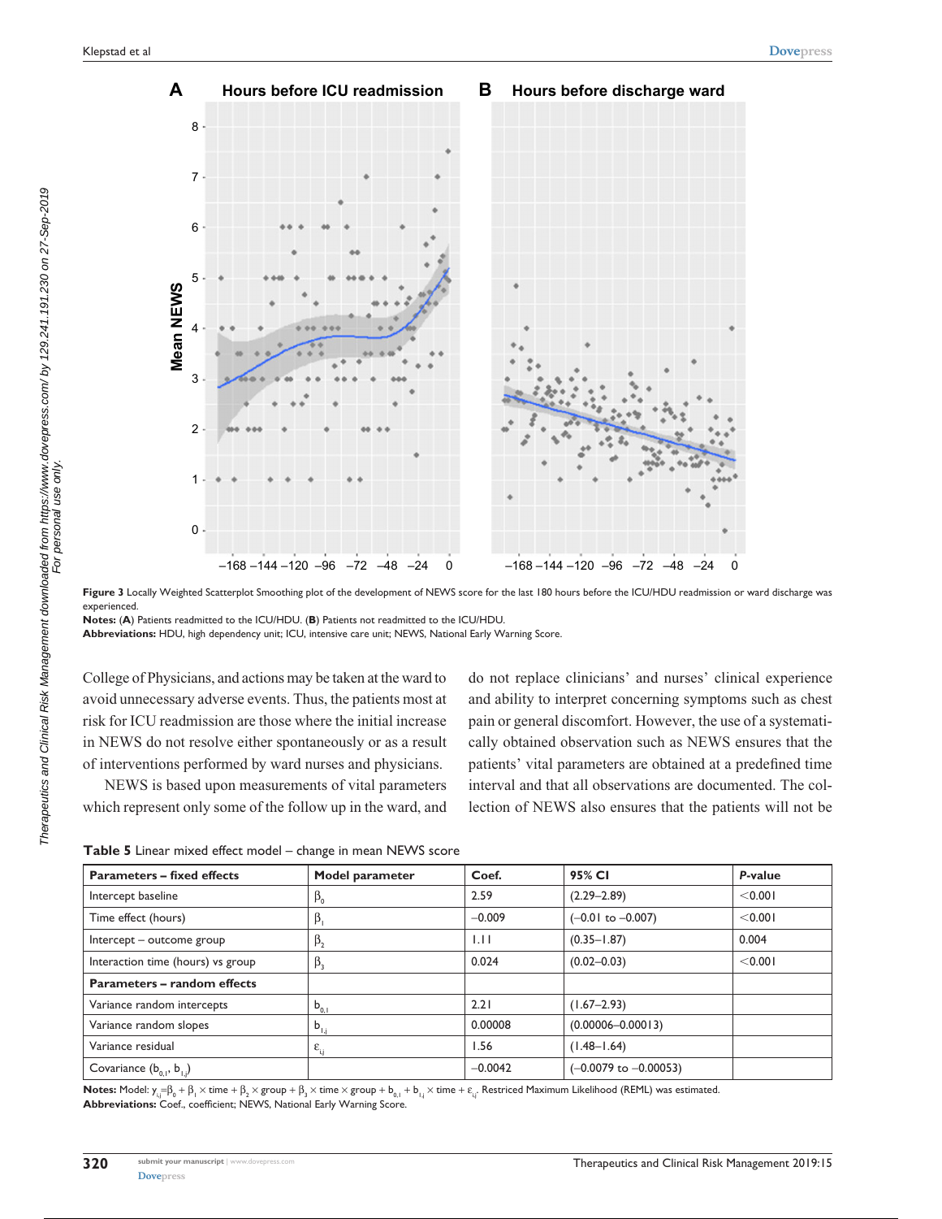**Figure 3** Locally Weighted Scatterplot Smoothing plot of the development of NEWS score for the last 180 hours before the ICU/HDU readmission or ward discharge was experienced.

**Notes:** (**A**) Patients readmitted to the ICU/HDU. (**B**) Patients not readmitted to the ICU/HDU.

**Abbreviations:** HDU, high dependency unit; ICU, intensive care unit; NEWS, National Early Warning Score.

College of Physicians, and actions may be taken at the ward to avoid unnecessary adverse events. Thus, the patients most at risk for ICU readmission are those where the initial increase in NEWS do not resolve either spontaneously or as a result of interventions performed by ward nurses and physicians.

NEWS is based upon measurements of vital parameters which represent only some of the follow up in the ward, and do not replace clinicians' and nurses' clinical experience and ability to interpret concerning symptoms such as chest pain or general discomfort. However, the use of a systematically obtained observation such as NEWS ensures that the patients' vital parameters are obtained at a predefined time interval and that all observations are documented. The collection of NEWS also ensures that the patients will not be

**Table 5** Linear mixed effect model – change in mean NEWS score

| Parameters – fixed effects | Model parameter | Coef. | 95% CI | *P*-value |
|---|---|---|---|---|
| Intercept baseline | $\beta_0$ | 2.59 | (2.29–2.89) | <0.001 |
| Time effect (hours) | $\beta_1$ | –0.009 | (–0.01 to –0.007) | <0.001 |
| Intercept – outcome group | $\beta_2$ | 1.11 | (0.35–1.87) | 0.004 |
| Interaction time (hours) vs group | $\beta_3$ | 0.024 | (0.02–0.03) | <0.001 |
| **Parameters – random effects** | | | | |
| Variance random intercepts | $b_{0,i}$ | 2.21 | (1.67–2.93) | |
| Variance random slopes | $b_{1,j}$ | 0.00008 | (0.00006–0.00013) | |
| Variance residual | $\varepsilon_{i,j}$ | 1.56 | (1.48–1.64) | |
| Covariance ($b_{0,i}$, $b_{1,j}$) | | –0.0042 | (–0.0079 to –0.00053) | |

**Notes:** Model: $y_{i,j}=\beta_0 + \beta_1 \times \text{time} + \beta_2 \times \text{group} + \beta_3 \times \text{time} \times \text{group} + b_{0,i} + b_{1,j} \times \text{time} + \varepsilon_{i,j}$. Restricted Maximum Likelihood (REML) was estimated.

**Abbreviations:** Coef., coefficient; NEWS, National Early Warning Score.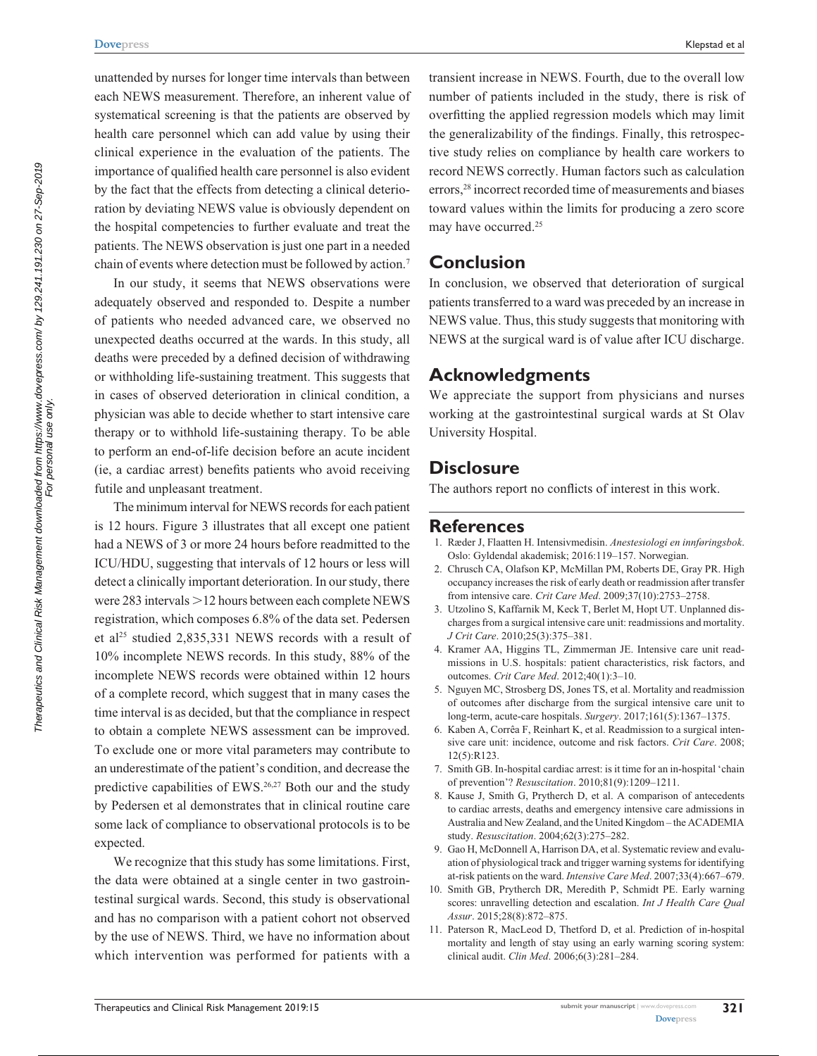unattended by nurses for longer time intervals than between each NEWS measurement. Therefore, an inherent value of systematical screening is that the patients are observed by health care personnel which can add value by using their clinical experience in the evaluation of the patients. The importance of qualified health care personnel is also evident by the fact that the effects from detecting a clinical deterioration by deviating NEWS value is obviously dependent on the hospital competencies to further evaluate and treat the patients. The NEWS observation is just one part in a needed chain of events where detection must be followed by action.[7]

In our study, it seems that NEWS observations were adequately observed and responded to. Despite a number of patients who needed advanced care, we observed no unexpected deaths occurred at the wards. In this study, all deaths were preceded by a defined decision of withdrawing or withholding life-sustaining treatment. This suggests that in cases of observed deterioration in clinical condition, a physician was able to decide whether to start intensive care therapy or to withhold life-sustaining therapy. To be able to perform an end-of-life decision before an acute incident (ie, a cardiac arrest) benefits patients who avoid receiving futile and unpleasant treatment.

The minimum interval for NEWS records for each patient is 12 hours. Figure 3 illustrates that all except one patient had a NEWS of 3 or more 24 hours before readmitted to the ICU/HDU, suggesting that intervals of 12 hours or less will detect a clinically important deterioration. In our study, there were 283 intervals >12 hours between each complete NEWS registration, which composes 6.8% of the data set. Pedersen et al[25] studied 2,835,331 NEWS records with a result of 10% incomplete NEWS records. In this study, 88% of the incomplete NEWS records were obtained within 12 hours of a complete record, which suggest that in many cases the time interval is as decided, but that the compliance in respect to obtain a complete NEWS assessment can be improved. To exclude one or more vital parameters may contribute to an underestimate of the patient's condition, and decrease the predictive capabilities of EWS.[26,27] Both our and the study by Pedersen et al demonstrates that in clinical routine care some lack of compliance to observational protocols is to be expected.

We recognize that this study has some limitations. First, the data were obtained at a single center in two gastrointestinal surgical wards. Second, this study is observational and has no comparison with a patient cohort not observed by the use of NEWS. Third, we have no information about which intervention was performed for patients with a transient increase in NEWS. Fourth, due to the overall low number of patients included in the study, there is risk of overfitting the applied regression models which may limit the generalizability of the findings. Finally, this retrospective study relies on compliance by health care workers to record NEWS correctly. Human factors such as calculation errors,[28] incorrect recorded time of measurements and biases toward values within the limits for producing a zero score may have occurred.[25]

## Conclusion

In conclusion, we observed that deterioration of surgical patients transferred to a ward was preceded by an increase in NEWS value. Thus, this study suggests that monitoring with NEWS at the surgical ward is of value after ICU discharge.

## Acknowledgments

We appreciate the support from physicians and nurses working at the gastrointestinal surgical wards at St Olav University Hospital.

## Disclosure

The authors report no conflicts of interest in this work.

## References

1. Ræder J, Flaatten H. Intensivmedisin. *Anestesiologi en innføringsbok*. Oslo: Gyldendal akademisk; 2016:119–157. Norwegian.
2. Chrusch CA, Olafson KP, McMillan PM, Roberts DE, Gray PR. High occupancy increases the risk of early death or readmission after transfer from intensive care. *Crit Care Med*. 2009;37(10):2753–2758.
3. Utzolino S, Kaffarnik M, Keck T, Berlet M, Hopt UT. Unplanned discharges from a surgical intensive care unit: readmissions and mortality. *J Crit Care*. 2010;25(3):375–381.
4. Kramer AA, Higgins TL, Zimmerman JE. Intensive care unit readmissions in U.S. hospitals: patient characteristics, risk factors, and outcomes. *Crit Care Med*. 2012;40(1):3–10.
5. Nguyen MC, Strosberg DS, Jones TS, et al. Mortality and readmission of outcomes after discharge from the surgical intensive care unit to long-term, acute-care hospitals. *Surgery*. 2017;161(5):1367–1375.
6. Kaben A, Corrêa F, Reinhart K, et al. Readmission to a surgical intensive care unit: incidence, outcome and risk factors. *Crit Care*. 2008;12(5):R123.
7. Smith GB. In-hospital cardiac arrest: is it time for an in-hospital 'chain of prevention'? *Resuscitation*. 2010;81(9):1209–1211.
8. Kause J, Smith G, Prytherch D, et al. A comparison of antecedents to cardiac arrests, deaths and emergency intensive care admissions in Australia and New Zealand, and the United Kingdom – the ACADEMIA study. *Resuscitation*. 2004;62(3):275–282.
9. Gao H, McDonnell A, Harrison DA, et al. Systematic review and evaluation of physiological track and trigger warning systems for identifying at-risk patients on the ward. *Intensive Care Med*. 2007;33(4):667–679.
10. Smith GB, Prytherch DR, Meredith P, Schmidt PE. Early warning scores: unravelling detection and escalation. *Int J Health Care Qual Assur*. 2015;28(8):872–875.
11. Paterson R, MacLeod D, Thetford D, et al. Prediction of in-hospital mortality and length of stay using an early warning scoring system: clinical audit. *Clin Med*. 2006;6(3):281–284.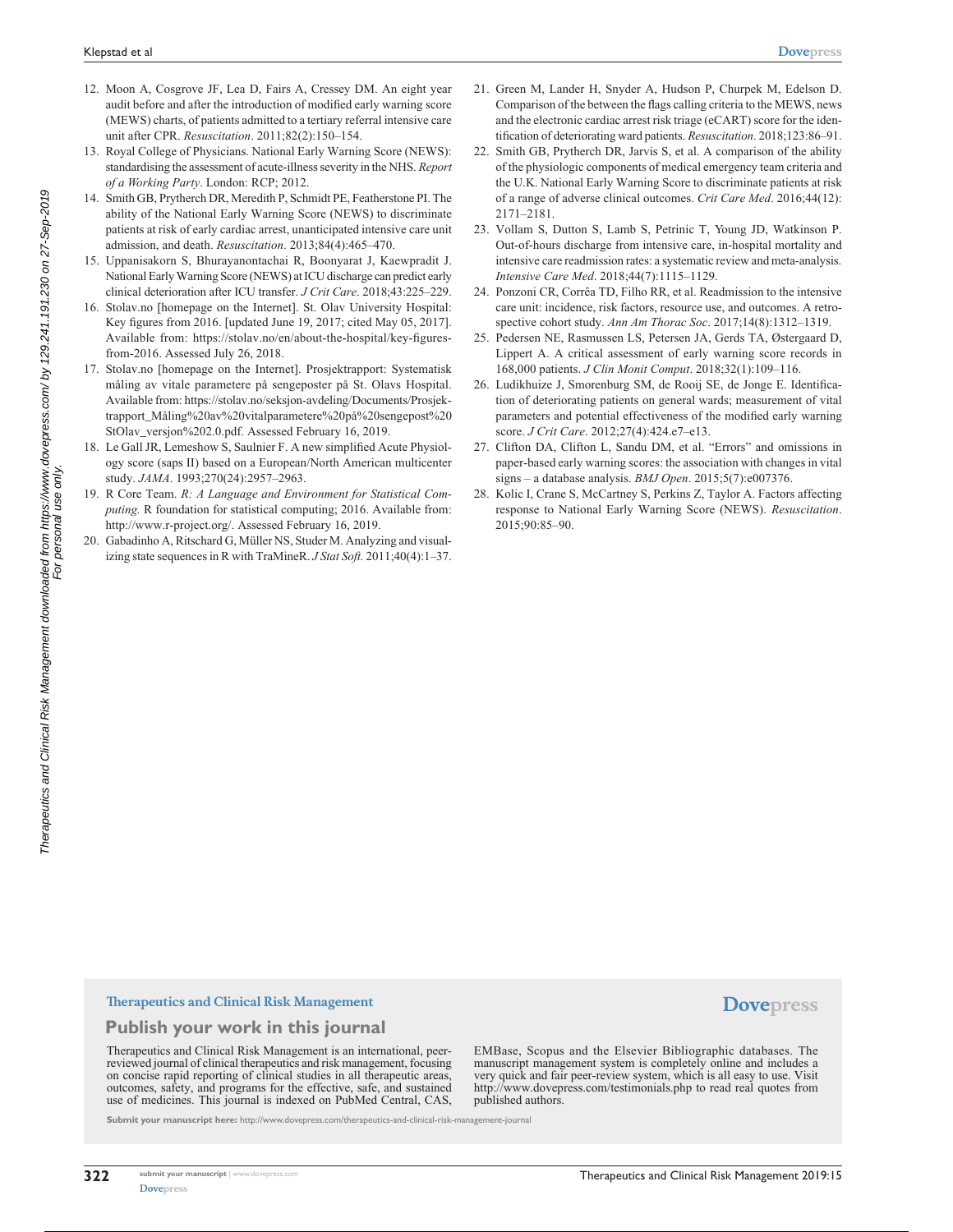12. Moon A, Cosgrove JF, Lea D, Fairs A, Cressey DM. An eight year audit before and after the introduction of modified early warning score (MEWS) charts, of patients admitted to a tertiary referral intensive care unit after CPR. *Resuscitation*. 2011;82(2):150–154.
13. Royal College of Physicians. National Early Warning Score (NEWS): standardising the assessment of acute-illness severity in the NHS. *Report of a Working Party*. London: RCP; 2012.
14. Smith GB, Prytherch DR, Meredith P, Schmidt PE, Featherstone PI. The ability of the National Early Warning Score (NEWS) to discriminate patients at risk of early cardiac arrest, unanticipated intensive care unit admission, and death. *Resuscitation*. 2013;84(4):465–470.
15. Uppanisakorn S, Bhurayanontachai R, Boonyarat J, Kaewpradit J. National Early Warning Score (NEWS) at ICU discharge can predict early clinical deterioration after ICU transfer. *J Crit Care*. 2018;43:225–229.
16. Stolav.no [homepage on the Internet]. St. Olav University Hospital: Key figures from 2016. [updated June 19, 2017; cited May 05, 2017]. Available from: https://stolav.no/en/about-the-hospital/key-figures-from-2016. Assessed July 26, 2018.
17. Stolav.no [homepage on the Internet]. Prosjektrapport: Systematisk måling av vitale parametere på sengeposter på St. Olavs Hospital. Available from: https://stolav.no/seksjon-avdeling/Documents/Prosjektrapport_Måling%20av%20vitalparametere%20på%20sengepost%20StOlav_versjon%202.0.pdf. Assessed February 16, 2019.
18. Le Gall JR, Lemeshow S, Saulnier F. A new simplified Acute Physiology score (saps II) based on a European/North American multicenter study. *JAMA*. 1993;270(24):2957–2963.
19. R Core Team. *R: A Language and Environment for Statistical Computing.* R foundation for statistical computing; 2016. Available from: http://www.r-project.org/. Assessed February 16, 2019.
20. Gabadinho A, Ritschard G, Müller NS, Studer M. Analyzing and visualizing state sequences in R with TraMineR. *J Stat Soft.* 2011;40(4):1–37.
21. Green M, Lander H, Snyder A, Hudson P, Churpek M, Edelson D. Comparison of the between the flags calling criteria to the MEWS, news and the electronic cardiac arrest risk triage (eCART) score for the identification of deteriorating ward patients. *Resuscitation*. 2018;123:86–91.
22. Smith GB, Prytherch DR, Jarvis S, et al. A comparison of the ability of the physiologic components of medical emergency team criteria and the U.K. National Early Warning Score to discriminate patients at risk of a range of adverse clinical outcomes. *Crit Care Med*. 2016;44(12): 2171–2181.
23. Vollam S, Dutton S, Lamb S, Petrinic T, Young JD, Watkinson P. Out-of-hours discharge from intensive care, in-hospital mortality and intensive care readmission rates: a systematic review and meta-analysis. *Intensive Care Med*. 2018;44(7):1115–1129.
24. Ponzoni CR, Corrêa TD, Filho RR, et al. Readmission to the intensive care unit: incidence, risk factors, resource use, and outcomes. A retrospective cohort study. *Ann Am Thorac Soc*. 2017;14(8):1312–1319.
25. Pedersen NE, Rasmussen LS, Petersen JA, Gerds TA, Østergaard D, Lippert A. A critical assessment of early warning score records in 168,000 patients. *J Clin Monit Comput*. 2018;32(1):109–116.
26. Ludikhuize J, Smorenburg SM, de Rooij SE, de Jonge E. Identification of deteriorating patients on general wards; measurement of vital parameters and potential effectiveness of the modified early warning score. *J Crit Care*. 2012;27(4):424.e7–e13.
27. Clifton DA, Clifton L, Sandu DM, et al. "Errors" and omissions in paper-based early warning scores: the association with changes in vital signs – a database analysis. *BMJ Open*. 2015;5(7):e007376.
28. Kolic I, Crane S, McCartney S, Perkins Z, Taylor A. Factors affecting response to National Early Warning Score (NEWS). *Resuscitation*. 2015;90:85–90.

**Therapeutics and Clinical Risk Management**

## Publish your work in this journal

Therapeutics and Clinical Risk Management is an international, peer-reviewed journal of clinical therapeutics and risk management, focusing on concise rapid reporting of clinical studies in all therapeutic areas, outcomes, safety, and programs for the effective, safe, and sustained use of medicines. This journal is indexed on PubMed Central, CAS, EMBase, Scopus and the Elsevier Bibliographic databases. The manuscript management system is completely online and includes a very quick and fair peer-review system, which is all easy to use. Visit http://www.dovepress.com/testimonials.php to read real quotes from published authors.

**Submit your manuscript here:** http://www.dovepress.com/therapeutics-and-clinical-risk-management-journal